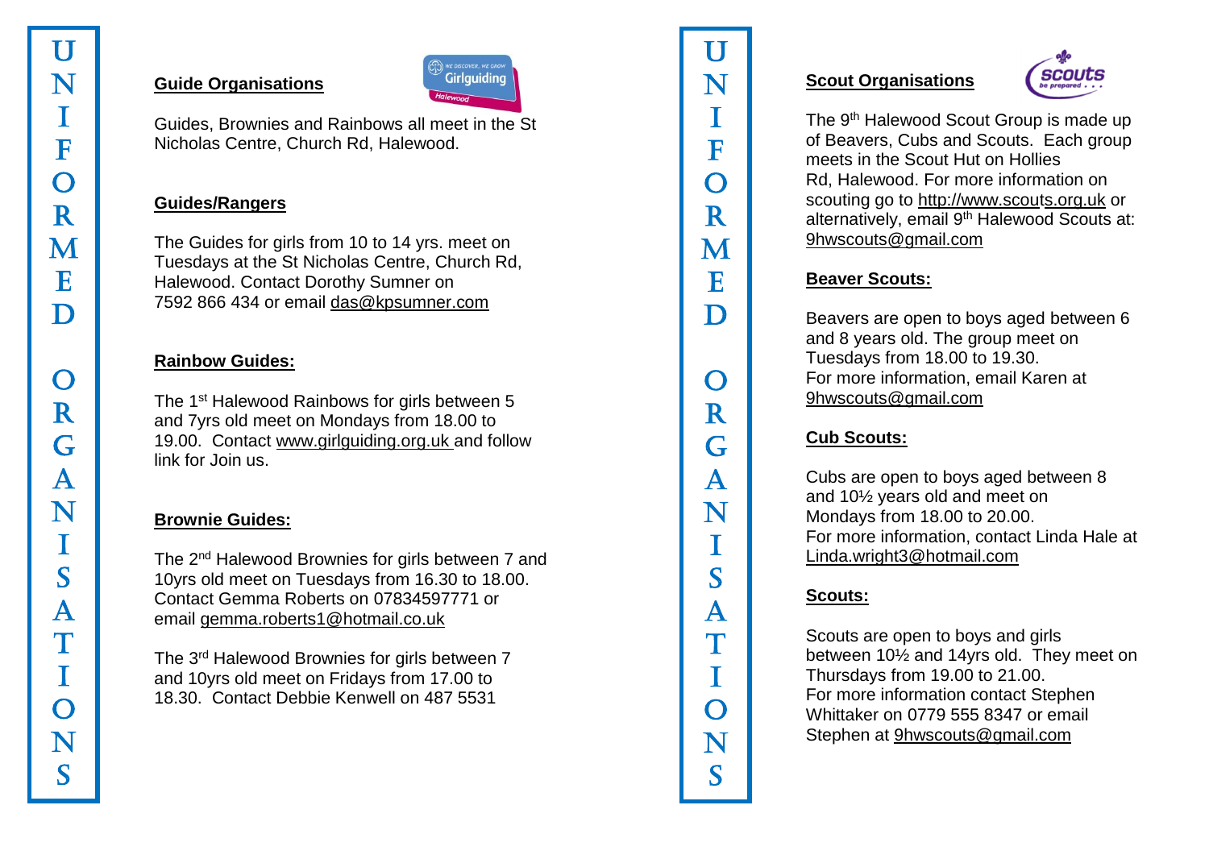# UNIFORMED ORGANISATIONS

## Guide Organisations

Guides, Brownies and Rainbows all meet in the St Nicholas Centre, Church Rd, Halewood.

### Guides/Rangers

The Guides for girls from 10 to 14 yrs. meet on Tuesdays at the St Nicholas Centre, Church Rd, Halewood. Contact Dorothy Sumner on 7592 866 434 or email das@kpsumner.com

### Rainbow Guides:

The 1st Halewood Rainbows for girls between 5 and 7yrs old meet on Mondays from 18.00 to 19.00. Contact www.girlguiding.org.uk and follow link for Join us.

### Brownie Guides:

The 2nd Halewood Brownies for girls between 7 and 10yrs old meet on Tuesdays from 16.30 to 18.00. Contact Gemma Roberts on 07834597771 or email gemma.roberts1@hotmail.co.uk

The 3rd Halewood Brownies for girls between 7 and 10yrs old meet on Fridays from 17.00 to 18.30. Contact Debbie Kenwell on 487 5531

# UNIFORMED ORGANISATIONS

## Scout Organisations

The 9th Halewood Scout Group is made up of Beavers, Cubs and Scouts. Each group meets in the Scout Hut on Hollies Rd, Halewood. For more information on scouting go to http://www.scouts.org.uk or alternatively, email 9th Halewood Scouts at: 9hwscouts@gmail.com

### Beaver Scouts:

Beavers are open to boys aged between 6 and 8 years old. The group meet on Tuesdays from 18.00 to 19.30.
For more information, email Karen at 9hwscouts@gmail.com

### Cub Scouts:

Cubs are open to boys aged between 8 and 10½ years old and meet on Mondays from 18.00 to 20.00.
For more information, contact Linda Hale at Linda.wright3@hotmail.com

### Scouts:

Scouts are open to boys and girls between 10½ and 14yrs old. They meet on Thursdays from 19.00 to 21.00.
For more information contact Stephen Whittaker on 0779 555 8347 or email Stephen at 9hwscouts@gmail.com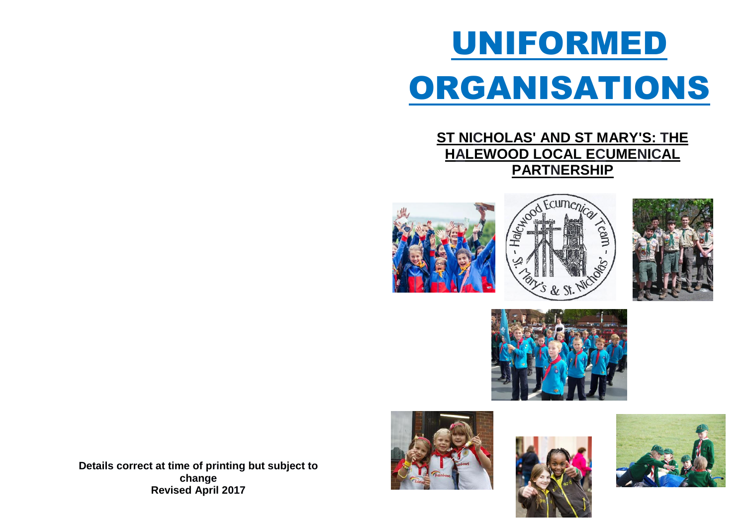# UNIFORMED ORGANISATIONS

## ST NICHOLAS' AND ST MARY'S: THE HALEWOOD LOCAL ECUMENICAL PARTNERSHIP

**Details correct at time of printing but subject to change**
**Revised April 2017**